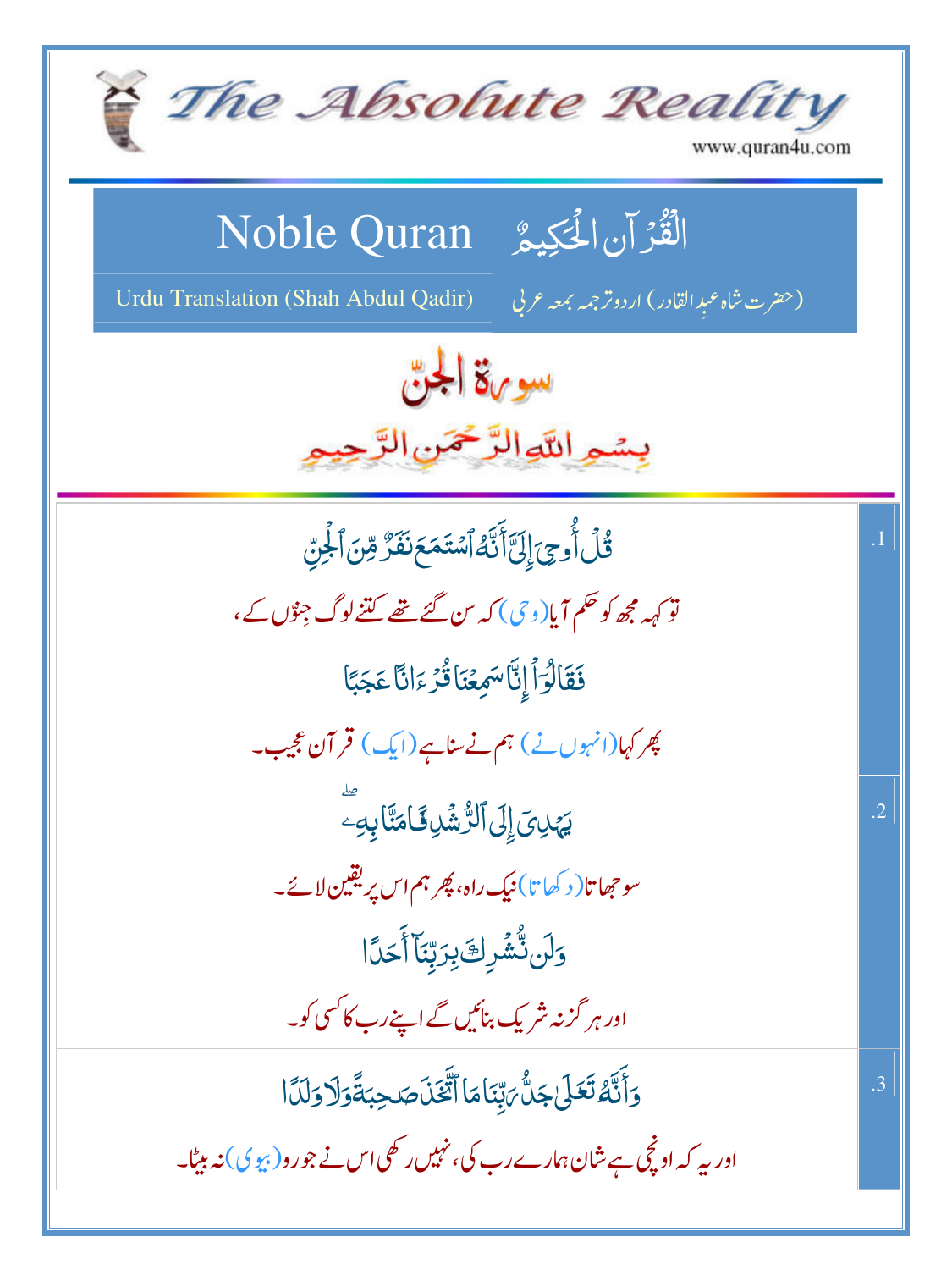# The Absolute Reality

www.quran4u.com

## Noble Quran القُرآنِ الحَكِيمُ

Urdu Translation (Shah Abdul Qadir) (حضرت شاہ عبد القادر) اردو ترجمہ بمعہ عربی

### سورة الجن

بِسْمِ اللّٰہِ الرَّحْمٰنِ الرَّحِیْمِ

| | |
|---|---|
| .1 | قُلْ أُوحِيَ إِلَيَّ أَنَّهُ اسْتَمَعَ نَفَرٌ مِّنَ الْجِنِّ<br>تو کہہ مجھ کو حکم آیا (وحی) کہ سن گئے تھے کتنے لوگ جنوں کے،<br>فَقَالُوا إِنَّا سَمِعْنَا قُرْآنًا عَجَبًا<br>پھر کہا (انہوں نے) ہم نے سنا ہے (ایک) قرآن عجیب۔ |
| .2 | يَهْدِي إِلَى الرُّشْدِ فَآمَنَّا بِهِ ۖ<br>سوجھاتا (دکھاتا) نیک راہ، پھر ہم اس پر یقین لائے۔<br>وَلَن نُّشْرِكَ بِرَبِّنَا أَحَدًا<br>اور ہرگز نہ شریک بنائیں گے اپنے رب کا کسی کو۔ |
| .3 | وَأَنَّهُ تَعَالَىٰ جَدُّ رَبِّنَا مَا اتَّخَذَ صَاحِبَةً وَلَا وَلَدًا<br>اور یہ کہ اونچی ہے شان ہمارے رب کی، نہیں رکھی اس نے جورو (بیوی) نہ بیٹا۔ |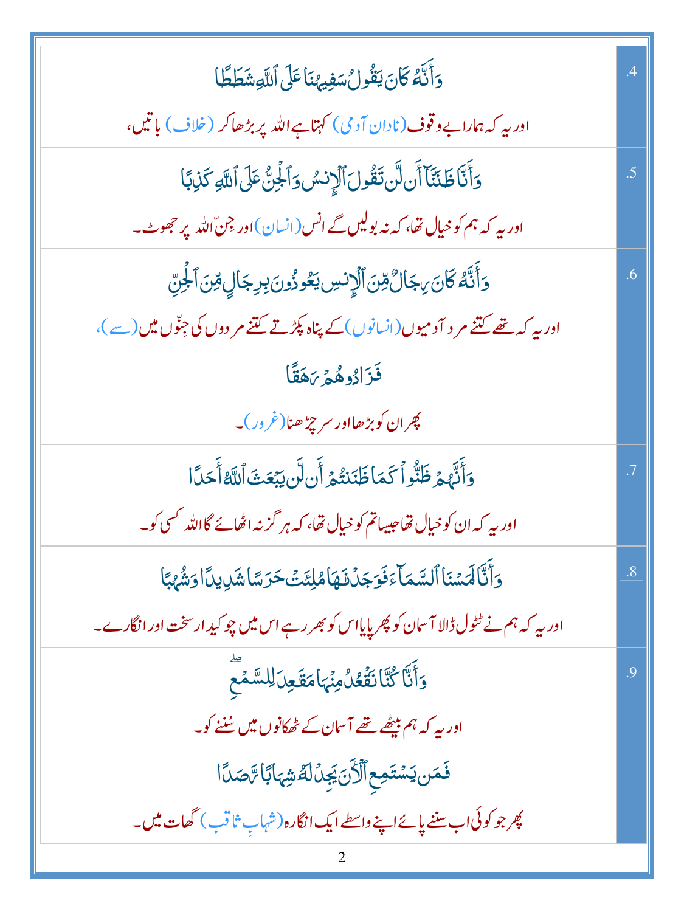| | |
|---|---|
| وَأَنَّهُۥ كَانَ يَقُولُ سَفِيهُنَا عَلَى ٱللَّهِ شَطَطًا<br>اور یہ کہ ہمارا بے وقوف (نادان آدمی) کہتا ہے اللہ پر بڑھا کر (خلاف) باتیں، | .4 |
| وَأَنَّا ظَنَنَّآ أَن لَّن تَقُولَ ٱلْإِنسُ وَٱلْجِنُّ عَلَى ٱللَّهِ كَذِبًا<br>اور یہ کہ ہم کو خیال تھا، کہ نہ بولیں گے انس (انسان) اور جنّ اللہ پر جھوٹ۔ | .5 |
| وَأَنَّهُۥ كَانَ رِجَالٌ مِّنَ ٱلْإِنسِ يَعُوذُونَ بِرِجَالٍ مِّنَ ٱلْجِنِّ<br>اور یہ کہ تھے کتنے مرد آدمیوں (انسانوں) کے پناہ پکڑتے کتنے مردوں کی جِنّوں میں (سے)،<br>فَزَادُوهُمْ رَهَقًا<br>پھر ان کو بڑھا اور سر چڑھنا (غرور)۔ | .6 |
| وَأَنَّهُمْ ظَنُّوا۟ كَمَا ظَنَنتُمْ أَن لَّن يَبْعَثَ ٱللَّهُ أَحَدًا<br>اور یہ کہ ان کو خیال تھا جیسا تم کو خیال تھا، کہ ہر گز نہ اٹھائے گا اللہ کسی کو۔ | .7 |
| وَأَنَّا لَمَسْنَا ٱلسَّمَآءَ فَوَجَدْنَٰهَا مُلِئَتْ حَرَسًا شَدِيدًا وَشُهُبًا<br>اور یہ کہ ہم نے ٹٹول ڈالا آسمان کو پھر پایا اس کو بھر رہے اس میں چوکیدار سخت اور انگارے۔ | .8 |
| وَأَنَّا كُنَّا نَقْعُدُ مِنْهَا مَقَٰعِدَ لِلسَّمْعِ ۖ<br>اور یہ کہ ہم بیٹھے تھے آسمان کے ٹھکانوں میں سُننے کو۔<br>فَمَن يَسْتَمِعِ ٱلْءَانَ يَجِدْ لَهُۥ شِهَابًا رَّصَدًا<br>پھر جو کوئی اب سننے پائے اپنے واسطے ایک انگارہ (شہابِ ثاقب) گھات میں۔ | .9 |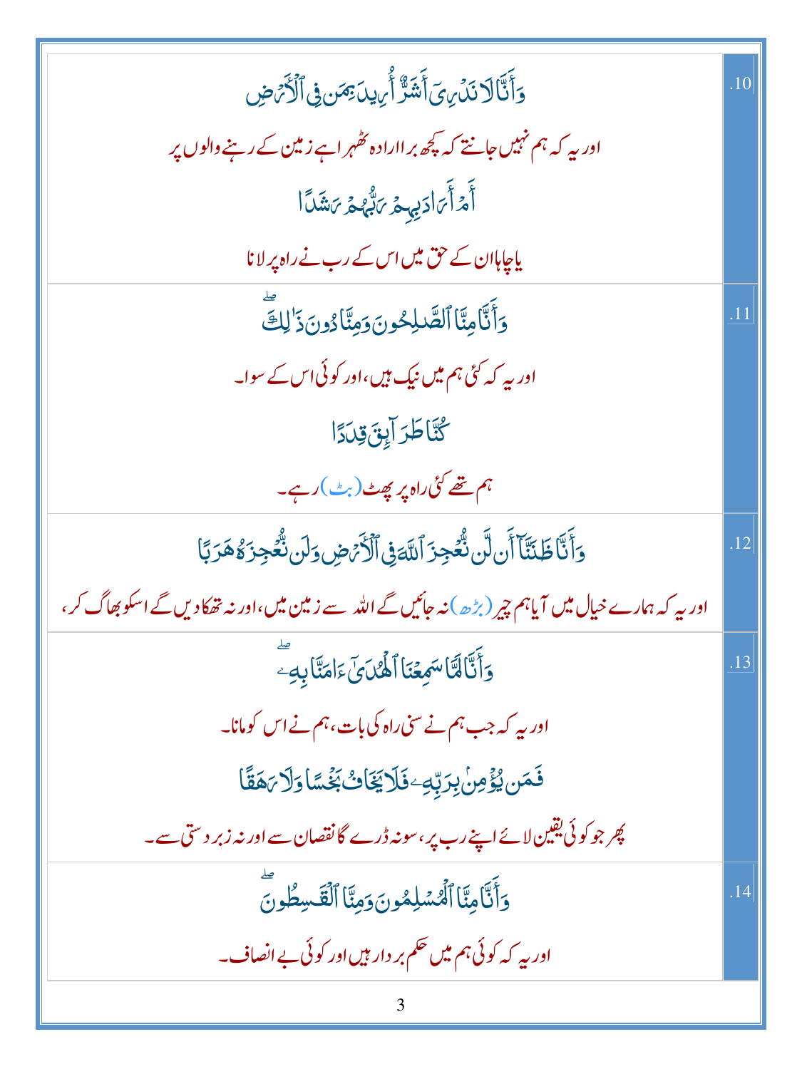| | |
|---|---|
| وَأَنَّا لَا نَدْرِيٓ أَشَرٌّ أُرِيدَ بِمَن فِي ٱلْأَرْضِ<br>اور یہ کہ ہم نہیں جانتے کہ کچھ برا ارادہ ٹھہرا ہے زمین کے رہنے والوں پر<br>أَمْ أَرَادَ بِهِمْ رَبُّهُمْ رَشَدًا<br>یا چاہا ان کے حق میں اس کے رب نے راہ پر لانا | .10 |
| وَأَنَّا مِنَّا ٱلصَّـٰلِحُونَ وَمِنَّا دُونَ ذَٰلِكَ ۖ<br>اور یہ کہ کئی ہم میں نیک ہیں، اور کوئی اس کے سوا۔<br>كُنَّا طَرَآئِقَ قِدَدًا<br>ہم تھے کئی راہ پر پھٹ (بٹ) رہے۔ | .11 |
| وَأَنَّا ظَنَنَّآ أَن لَّن نُّعْجِزَ ٱللَّهَ فِي ٱلْأَرْضِ وَلَن نُّعْجِزَهُۥ هَرَبًا<br>اور یہ کہ ہمارے خیال میں آیا ہم چیر (بڑھ) نہ جائیں گے اللہ سے زمین میں، اور نہ تھکا دیں گے اسکو بھاگ کر، | .12 |
| وَأَنَّا لَمَّا سَمِعْنَا ٱلْهُدَىٰٓ ءَامَنَّا بِهِۦ ۖ<br>اور یہ کہ جب ہم نے سنی راہ کی بات، ہم نے اس کو مانا۔<br>فَمَن يُؤْمِنۢ بِرَبِّهِۦ فَلَا يَخَافُ بَخْسًا وَلَا رَهَقًا<br>پھر جو کوئی یقین لائے اپنے رب پر، سو نہ ڈرے گا نقصان سے اور نہ زبردستی سے۔ | .13 |
| وَأَنَّا مِنَّا ٱلْمُسْلِمُونَ وَمِنَّا ٱلْقَـٰسِطُونَ ۖ<br>اور یہ کہ کوئی ہم میں حکم بردار ہیں اور کوئی بے انصاف۔ | .14 |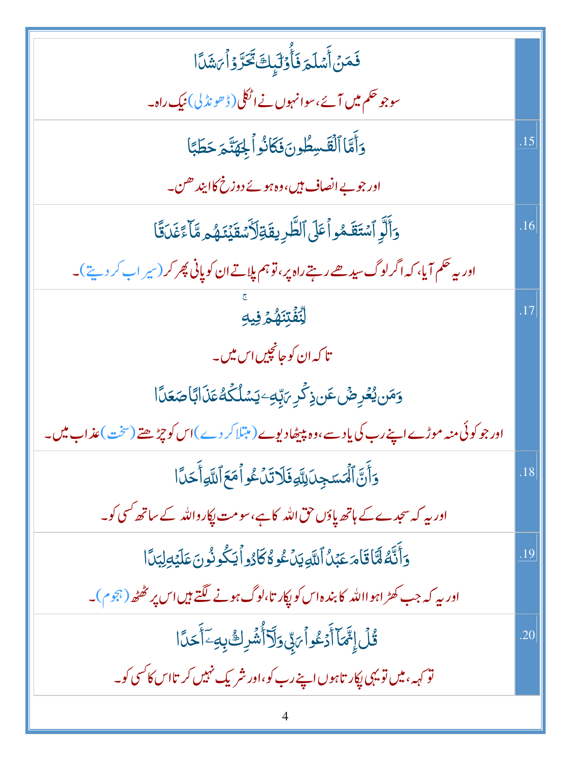| | |
|---|---|
| فَمَنْ أَسْلَمَ فَأُولَٰئِكَ تَحَرَّوْا رَشَدًا<br><br>سو جو حکم میں آئے، سو انہوں نے اٹکلی (ڈھونڈلی) نیک راہ۔ | |
| وَأَمَّا الْقَاسِطُونَ فَكَانُوا لِجَهَنَّمَ حَطَبًا<br><br>اور جو بے انصاف ہیں، وہ ہوئے دوزخ کا ایندھن۔ | .15 |
| وَأَلَّوِ اسْتَقَامُوا عَلَى الطَّرِيقَةِ لَأَسْقَيْنَاهُم مَّاءً غَدَقًا<br><br>اور یہ حکم آیا، کہ اگر لوگ سیدھے رہتے راہ پر، تو ہم پلاتے ان کو پانی بھر کر (سیراب کر دیتے)۔ | .16 |
| لِّنَفْتِنَهُمْ فِيهِ ۚ<br><br>تا کہ ان کو جانچیں اس میں۔<br><br>وَمَن يُعْرِضْ عَن ذِكْرِ رَبِّهِ يَسْلُكْهُ عَذَابًا صَعَدًا<br><br>اور جو کوئی منہ موڑے اپنے رب کی یاد سے، وہ پیٹھا دیوے (مبتلا کر دے) اس کو چڑھتے (سخت) عذاب میں۔ | .17 |
| وَأَنَّ الْمَسَاجِدَ لِلَّهِ فَلَا تَدْعُوا مَعَ اللَّهِ أَحَدًا<br><br>اور یہ کہ سجدے کے ہاتھ پاؤں حق اللہ کا ہے، سو مت پکارو اللہ کے ساتھ کسی کو۔ | .18 |
| وَأَنَّهُ لَمَّا قَامَ عَبْدُ اللَّهِ يَدْعُوهُ كَادُوا يَكُونُونَ عَلَيْهِ لِبَدًا<br><br>اور یہ کہ جب کھڑا ہوا اللہ کا بندہ اس کو پکارتا، لوگ ہونے لگتے ہیں اس پر ٹھٹھ (ہجوم)۔ | .19 |
| قُلْ إِنَّمَا أَدْعُو رَبِّي وَلَا أُشْرِكُ بِهِ أَحَدًا<br><br>تو کہہ، میں تو یہی پکارتا ہوں اپنے رب کو، اور شریک نہیں کرتا اس کا کسی کو۔ | .20 |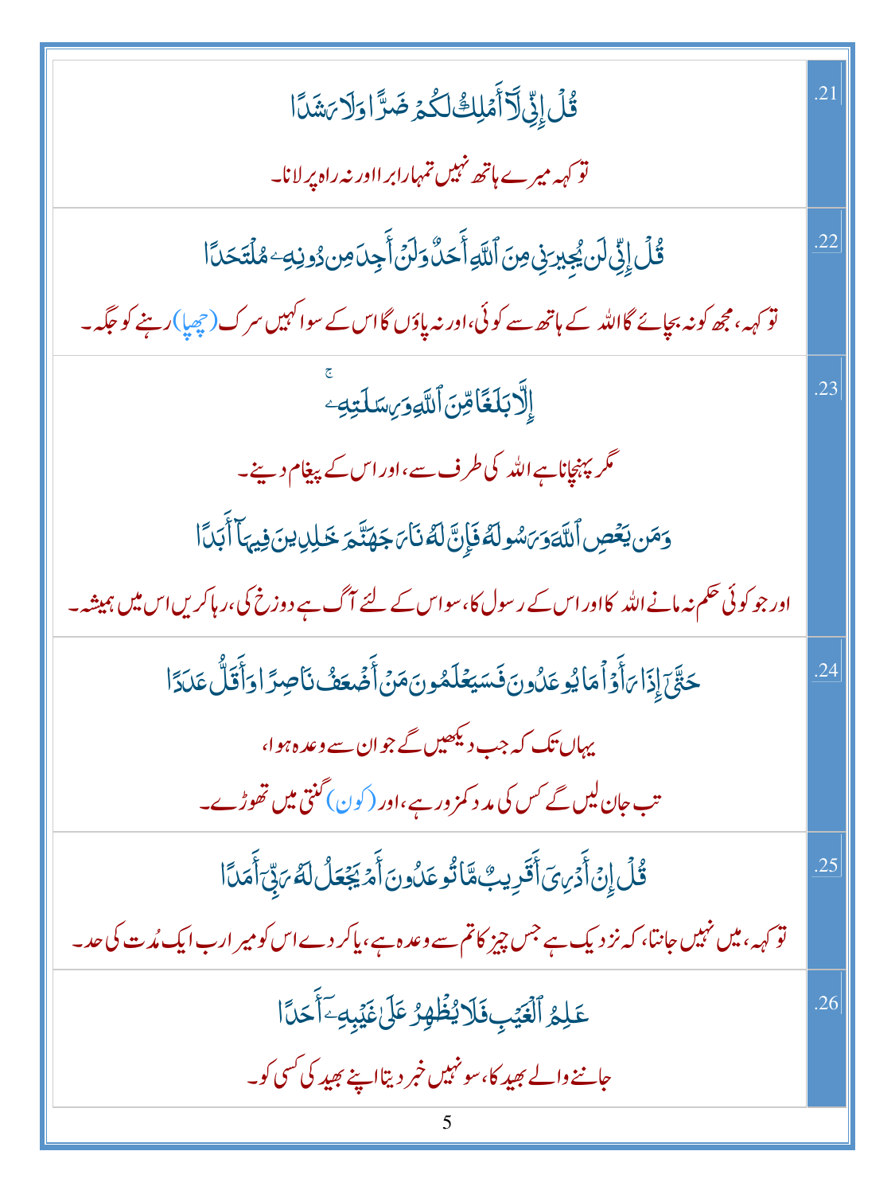| | |
|---|---|
| قُلۡ إِنِّى لَآ أَمۡلِكُ لَكُمۡ ضَرًّا وَلَا رَشَدًا<br><br>تو کہہ میرے ہاتھ نہیں تمہارا برا اور نہ راہ پر لانا۔ | .21 |
| قُلۡ إِنِّى لَن يُجِيرَنِى مِنَ ٱللَّهِ أَحَدٌ وَلَنۡ أَجِدَ مِن دُونِهِۦ مُلۡتَحَدًا<br><br>تو کہہ، مجھ کو نہ بچائے گا اللہ کے ہاتھ سے کوئی، اور نہ پاؤں گا اس کے سوا کہیں سرک (چھپا) رہنے کو جگہ۔ | .22 |
| إِلَّا بَلَٰغًا مِّنَ ٱللَّهِ وَرِسَٰلَٰتِهِۦۚ<br><br>مگر پہنچانا ہے اللہ کی طرف سے، اور اس کے پیغام دینے۔<br><br>وَمَن يَعۡصِ ٱللَّهَ وَرَسُولَهُۥ فَإِنَّ لَهُۥ نَارَ جَهَنَّمَ خَٰلِدِينَ فِيهَآ أَبَدًا<br><br>اور جو کوئی حکم نہ مانے اللہ کا اور اس کے رسول کا، سو اس کے لئے آگ ہے دوزخ کی، رہا کریں اس میں ہمیشہ۔ | .23 |
| حَتَّىٰٓ إِذَا رَأَوۡاْ مَا يُوعَدُونَ فَسَيَعۡلَمُونَ مَنۡ أَضۡعَفُ نَاصِرًا وَأَقَلُّ عَدَدًا<br><br>یہاں تک کہ جب دیکھیں گے جو ان سے وعدہ ہوا،<br><br>تب جان لیں گے کس کی مدد کمزور ہے، اور (کون) گنتی میں تھوڑے۔ | .24 |
| قُلۡ إِنۡ أَدۡرِىٓ أَقَرِيبٌ مَّا تُوعَدُونَ أَمۡ يَجۡعَلُ لَهُۥ رَبِّىٓ أَمَدًا<br><br>تو کہہ، میں نہیں جانتا، کہ نزدیک ہے جس چیز کا تم سے وعدہ ہے، یا کر دے اس کو میرا رب ایک مُدت کی حد۔ | .25 |
| عَٰلِمُ ٱلۡغَيۡبِ فَلَا يُظۡهِرُ عَلَىٰ غَيۡبِهِۦٓ أَحَدًا<br><br>جاننے والے بھید کا، سو نہیں خبر دیتا اپنے بھید کی کسی کو۔ | .26 |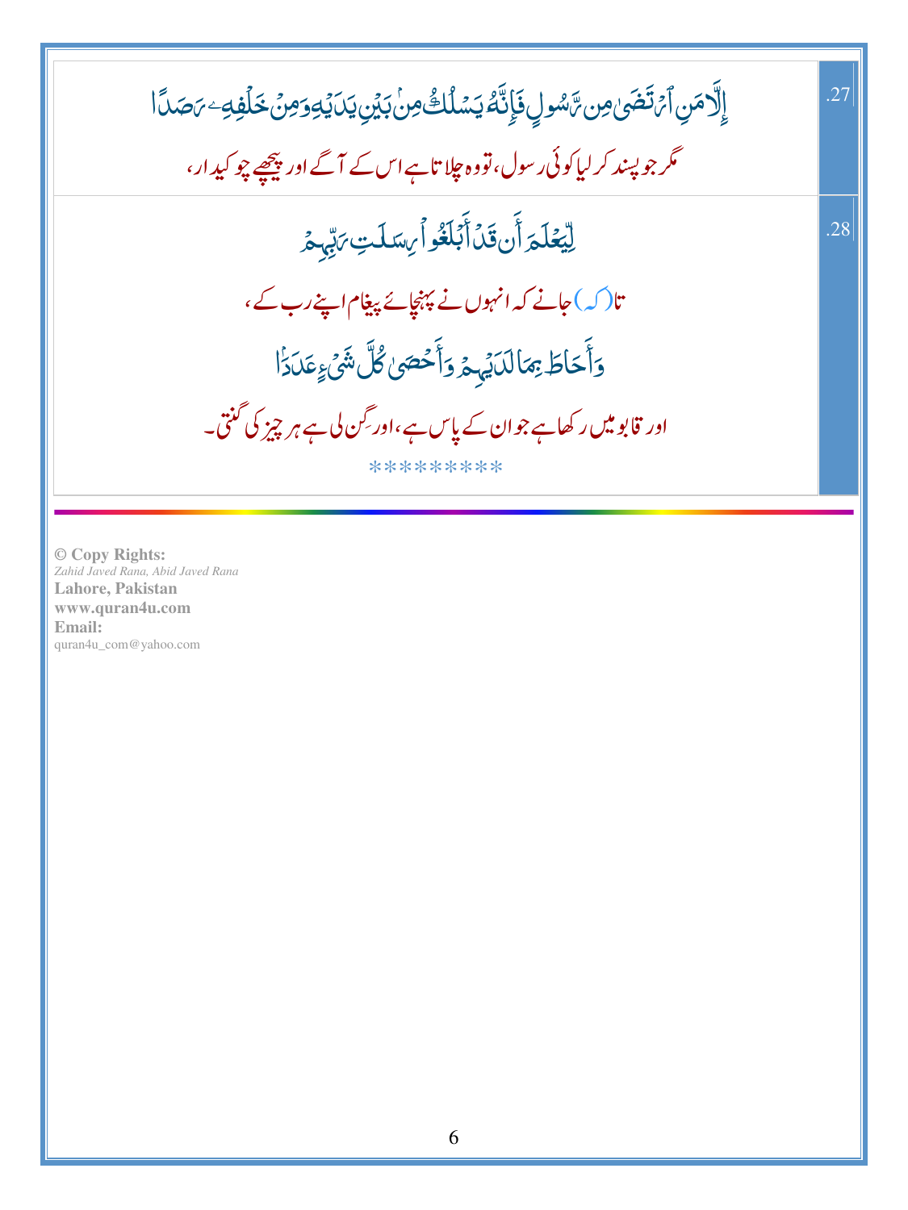| | |
|---|---|
| .27 | إِلَّا مَنِ ٱرۡتَضَىٰ مِن رَّسُولٖ فَإِنَّهُۥ يَسۡلُكُ مِنۢ بَيۡنِ يَدَيۡهِ وَمِنۡ خَلۡفِهِۦ رَصَدٗا<br>مگر جو پسند کر لیا کوئی رسول، تو وہ چلاتا ہے اس کے آگے اور پیچھے چوکیدار، |
| .28 | لِّيَعۡلَمَ أَن قَدۡ أَبۡلَغُواْ رِسَٰلَٰتِ رَبِّهِمۡ<br>تا(کہ) جانے کہ انہوں نے پہنچائے پیغام اپنے رب کے،<br>وَأَحَاطَ بِمَا لَدَيۡهِمۡ وَأَحۡصَىٰ كُلَّ شَيۡءٍ عَدَدَۢا<br>اور قابو میں رکھا ہے جو ان کے پاس ہے، اور گن لی ہے ہر چیز کی گنتی۔<br>********* |

**© Copy Rights:**
*Zahid Javed Rana, Abid Javed Rana*
**Lahore, Pakistan**
**www.quran4u.com**
**Email:**
quran4u_com@yahoo.com